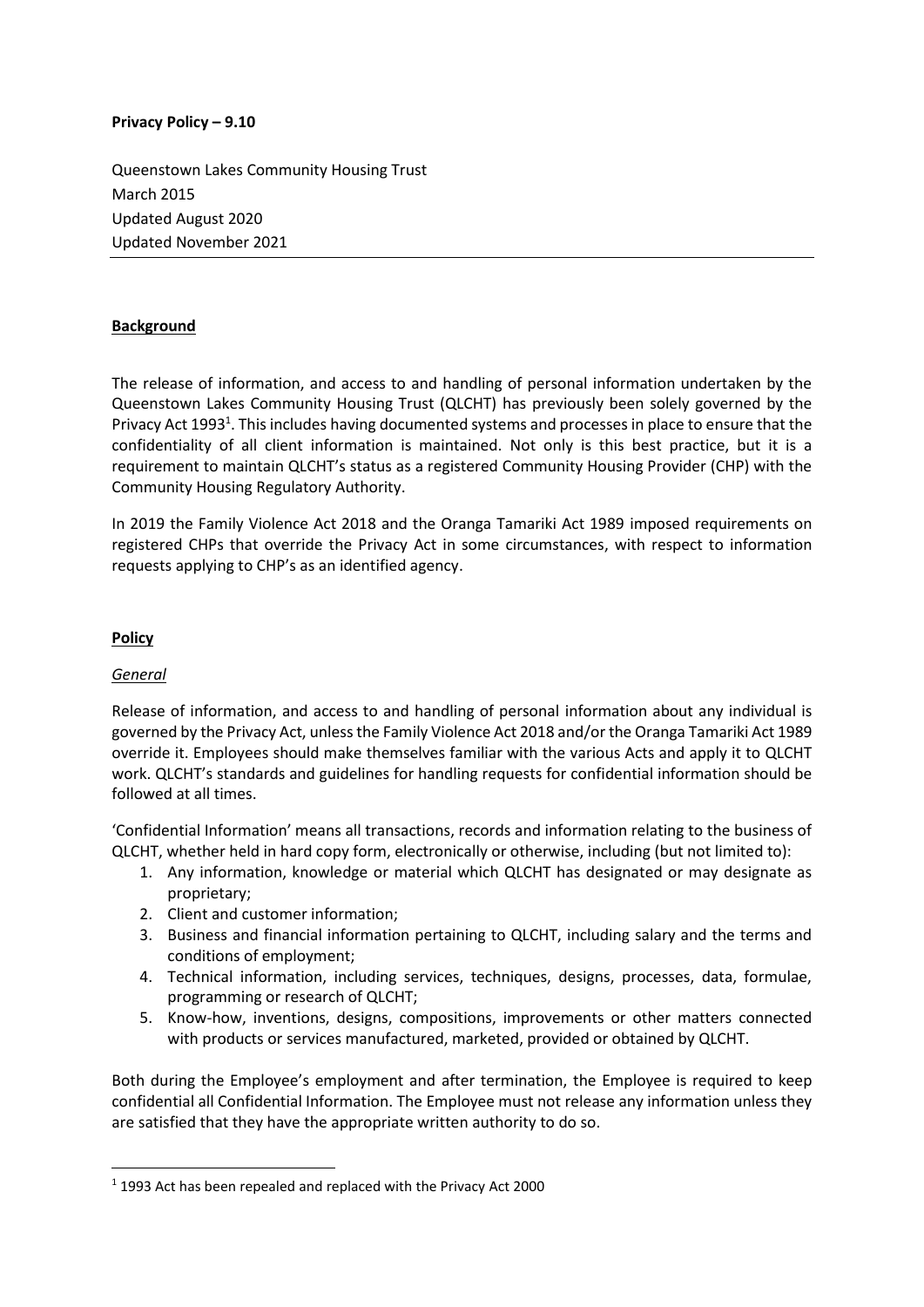**Privacy Policy – 9.10**

Queenstown Lakes Community Housing Trust
March 2015
Updated August 2020
Updated November 2021

---

## Background

The release of information, and access to and handling of personal information undertaken by the Queenstown Lakes Community Housing Trust (QLCHT) has previously been solely governed by the Privacy Act 1993[1]. This includes having documented systems and processes in place to ensure that the confidentiality of all client information is maintained. Not only is this best practice, but it is a requirement to maintain QLCHT's status as a registered Community Housing Provider (CHP) with the Community Housing Regulatory Authority.

In 2019 the Family Violence Act 2018 and the Oranga Tamariki Act 1989 imposed requirements on registered CHPs that override the Privacy Act in some circumstances, with respect to information requests applying to CHP's as an identified agency.

## Policy

### *General*

Release of information, and access to and handling of personal information about any individual is governed by the Privacy Act, unless the Family Violence Act 2018 and/or the Oranga Tamariki Act 1989 override it. Employees should make themselves familiar with the various Acts and apply it to QLCHT work. QLCHT's standards and guidelines for handling requests for confidential information should be followed at all times.

'Confidential Information' means all transactions, records and information relating to the business of QLCHT, whether held in hard copy form, electronically or otherwise, including (but not limited to):

1. Any information, knowledge or material which QLCHT has designated or may designate as proprietary;
2. Client and customer information;
3. Business and financial information pertaining to QLCHT, including salary and the terms and conditions of employment;
4. Technical information, including services, techniques, designs, processes, data, formulae, programming or research of QLCHT;
5. Know-how, inventions, designs, compositions, improvements or other matters connected with products or services manufactured, marketed, provided or obtained by QLCHT.

Both during the Employee's employment and after termination, the Employee is required to keep confidential all Confidential Information. The Employee must not release any information unless they are satisfied that they have the appropriate written authority to do so.

---

[1] 1993 Act has been repealed and replaced with the Privacy Act 2000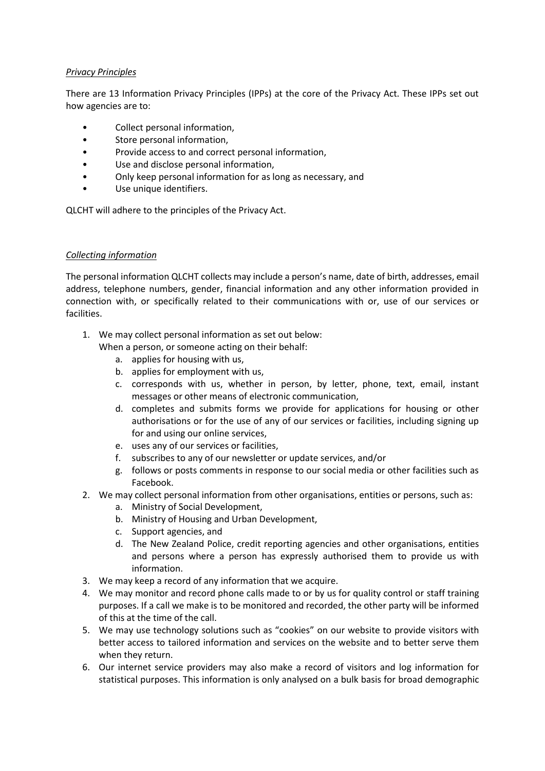*Privacy Principles*

There are 13 Information Privacy Principles (IPPs) at the core of the Privacy Act. These IPPs set out how agencies are to:

- Collect personal information,
- Store personal information,
- Provide access to and correct personal information,
- Use and disclose personal information,
- Only keep personal information for as long as necessary, and
- Use unique identifiers.

QLCHT will adhere to the principles of the Privacy Act.

*Collecting information*

The personal information QLCHT collects may include a person's name, date of birth, addresses, email address, telephone numbers, gender, financial information and any other information provided in connection with, or specifically related to their communications with or, use of our services or facilities.

1. We may collect personal information as set out below:
   When a person, or someone acting on their behalf:
   a. applies for housing with us,
   b. applies for employment with us,
   c. corresponds with us, whether in person, by letter, phone, text, email, instant messages or other means of electronic communication,
   d. completes and submits forms we provide for applications for housing or other authorisations or for the use of any of our services or facilities, including signing up for and using our online services,
   e. uses any of our services or facilities,
   f. subscribes to any of our newsletter or update services, and/or
   g. follows or posts comments in response to our social media or other facilities such as Facebook.
2. We may collect personal information from other organisations, entities or persons, such as:
   a. Ministry of Social Development,
   b. Ministry of Housing and Urban Development,
   c. Support agencies, and
   d. The New Zealand Police, credit reporting agencies and other organisations, entities and persons where a person has expressly authorised them to provide us with information.
3. We may keep a record of any information that we acquire.
4. We may monitor and record phone calls made to or by us for quality control or staff training purposes. If a call we make is to be monitored and recorded, the other party will be informed of this at the time of the call.
5. We may use technology solutions such as "cookies" on our website to provide visitors with better access to tailored information and services on the website and to better serve them when they return.
6. Our internet service providers may also make a record of visitors and log information for statistical purposes. This information is only analysed on a bulk basis for broad demographic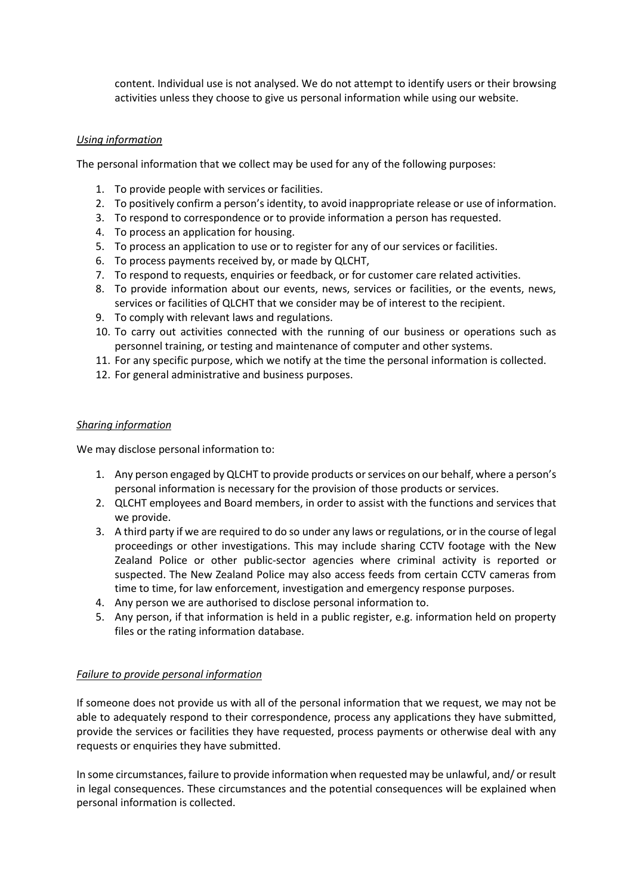content. Individual use is not analysed. We do not attempt to identify users or their browsing activities unless they choose to give us personal information while using our website.

*Using information*

The personal information that we collect may be used for any of the following purposes:

1. To provide people with services or facilities.
2. To positively confirm a person's identity, to avoid inappropriate release or use of information.
3. To respond to correspondence or to provide information a person has requested.
4. To process an application for housing.
5. To process an application to use or to register for any of our services or facilities.
6. To process payments received by, or made by QLCHT,
7. To respond to requests, enquiries or feedback, or for customer care related activities.
8. To provide information about our events, news, services or facilities, or the events, news, services or facilities of QLCHT that we consider may be of interest to the recipient.
9. To comply with relevant laws and regulations.
10. To carry out activities connected with the running of our business or operations such as personnel training, or testing and maintenance of computer and other systems.
11. For any specific purpose, which we notify at the time the personal information is collected.
12. For general administrative and business purposes.

*Sharing information*

We may disclose personal information to:

1. Any person engaged by QLCHT to provide products or services on our behalf, where a person's personal information is necessary for the provision of those products or services.
2. QLCHT employees and Board members, in order to assist with the functions and services that we provide.
3. A third party if we are required to do so under any laws or regulations, or in the course of legal proceedings or other investigations. This may include sharing CCTV footage with the New Zealand Police or other public-sector agencies where criminal activity is reported or suspected. The New Zealand Police may also access feeds from certain CCTV cameras from time to time, for law enforcement, investigation and emergency response purposes.
4. Any person we are authorised to disclose personal information to.
5. Any person, if that information is held in a public register, e.g. information held on property files or the rating information database.

*Failure to provide personal information*

If someone does not provide us with all of the personal information that we request, we may not be able to adequately respond to their correspondence, process any applications they have submitted, provide the services or facilities they have requested, process payments or otherwise deal with any requests or enquiries they have submitted.

In some circumstances, failure to provide information when requested may be unlawful, and/ or result in legal consequences. These circumstances and the potential consequences will be explained when personal information is collected.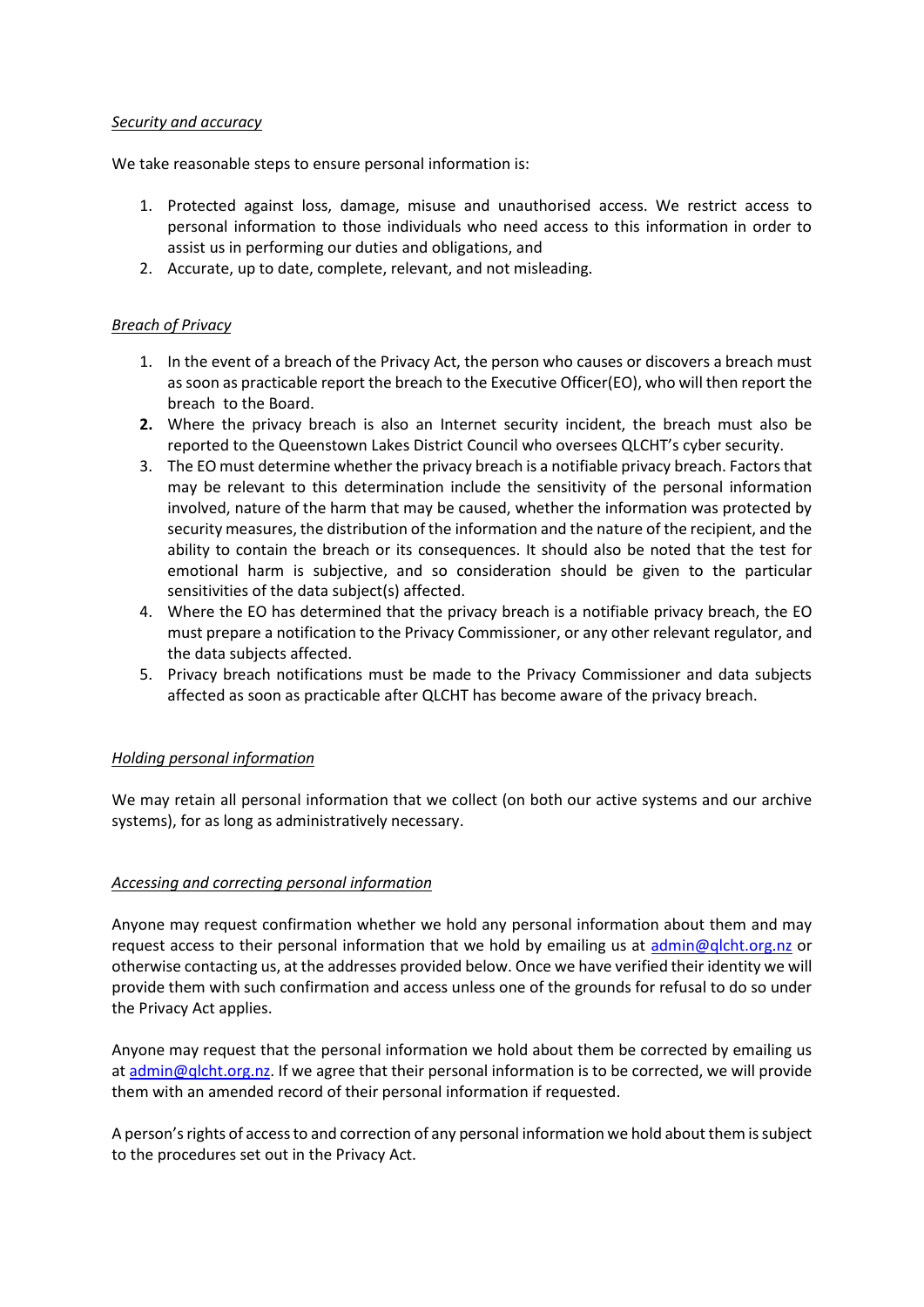*Security and accuracy*

We take reasonable steps to ensure personal information is:

1. Protected against loss, damage, misuse and unauthorised access. We restrict access to personal information to those individuals who need access to this information in order to assist us in performing our duties and obligations, and
2. Accurate, up to date, complete, relevant, and not misleading.

*Breach of Privacy*

1. In the event of a breach of the Privacy Act, the person who causes or discovers a breach must as soon as practicable report the breach to the Executive Officer(EO), who will then report the breach to the Board.
2. Where the privacy breach is also an Internet security incident, the breach must also be reported to the Queenstown Lakes District Council who oversees QLCHT's cyber security.
3. The EO must determine whether the privacy breach is a notifiable privacy breach. Factors that may be relevant to this determination include the sensitivity of the personal information involved, nature of the harm that may be caused, whether the information was protected by security measures, the distribution of the information and the nature of the recipient, and the ability to contain the breach or its consequences. It should also be noted that the test for emotional harm is subjective, and so consideration should be given to the particular sensitivities of the data subject(s) affected.
4. Where the EO has determined that the privacy breach is a notifiable privacy breach, the EO must prepare a notification to the Privacy Commissioner, or any other relevant regulator, and the data subjects affected.
5. Privacy breach notifications must be made to the Privacy Commissioner and data subjects affected as soon as practicable after QLCHT has become aware of the privacy breach.

*Holding personal information*

We may retain all personal information that we collect (on both our active systems and our archive systems), for as long as administratively necessary.

*Accessing and correcting personal information*

Anyone may request confirmation whether we hold any personal information about them and may request access to their personal information that we hold by emailing us at admin@qlcht.org.nz or otherwise contacting us, at the addresses provided below. Once we have verified their identity we will provide them with such confirmation and access unless one of the grounds for refusal to do so under the Privacy Act applies.

Anyone may request that the personal information we hold about them be corrected by emailing us at admin@qlcht.org.nz. If we agree that their personal information is to be corrected, we will provide them with an amended record of their personal information if requested.

A person's rights of access to and correction of any personal information we hold about them is subject to the procedures set out in the Privacy Act.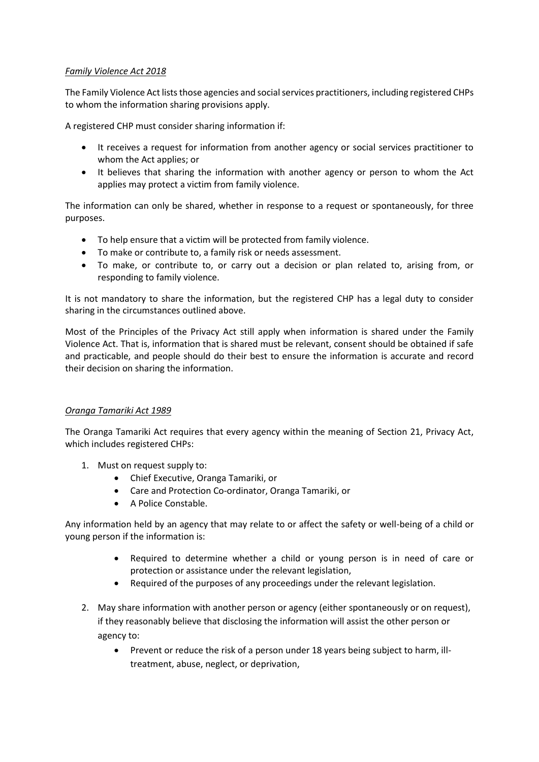*Family Violence Act 2018*

The Family Violence Act lists those agencies and social services practitioners, including registered CHPs to whom the information sharing provisions apply.

A registered CHP must consider sharing information if:

- It receives a request for information from another agency or social services practitioner to whom the Act applies; or
- It believes that sharing the information with another agency or person to whom the Act applies may protect a victim from family violence.

The information can only be shared, whether in response to a request or spontaneously, for three purposes.

- To help ensure that a victim will be protected from family violence.
- To make or contribute to, a family risk or needs assessment.
- To make, or contribute to, or carry out a decision or plan related to, arising from, or responding to family violence.

It is not mandatory to share the information, but the registered CHP has a legal duty to consider sharing in the circumstances outlined above.

Most of the Principles of the Privacy Act still apply when information is shared under the Family Violence Act. That is, information that is shared must be relevant, consent should be obtained if safe and practicable, and people should do their best to ensure the information is accurate and record their decision on sharing the information.

*Oranga Tamariki Act 1989*

The Oranga Tamariki Act requires that every agency within the meaning of Section 21, Privacy Act, which includes registered CHPs:

1. Must on request supply to:
   - Chief Executive, Oranga Tamariki, or
   - Care and Protection Co-ordinator, Oranga Tamariki, or
   - A Police Constable.

Any information held by an agency that may relate to or affect the safety or well-being of a child or young person if the information is:

- Required to determine whether a child or young person is in need of care or protection or assistance under the relevant legislation,
- Required of the purposes of any proceedings under the relevant legislation.

2. May share information with another person or agency (either spontaneously or on request), if they reasonably believe that disclosing the information will assist the other person or agency to:
   - Prevent or reduce the risk of a person under 18 years being subject to harm, ill-treatment, abuse, neglect, or deprivation,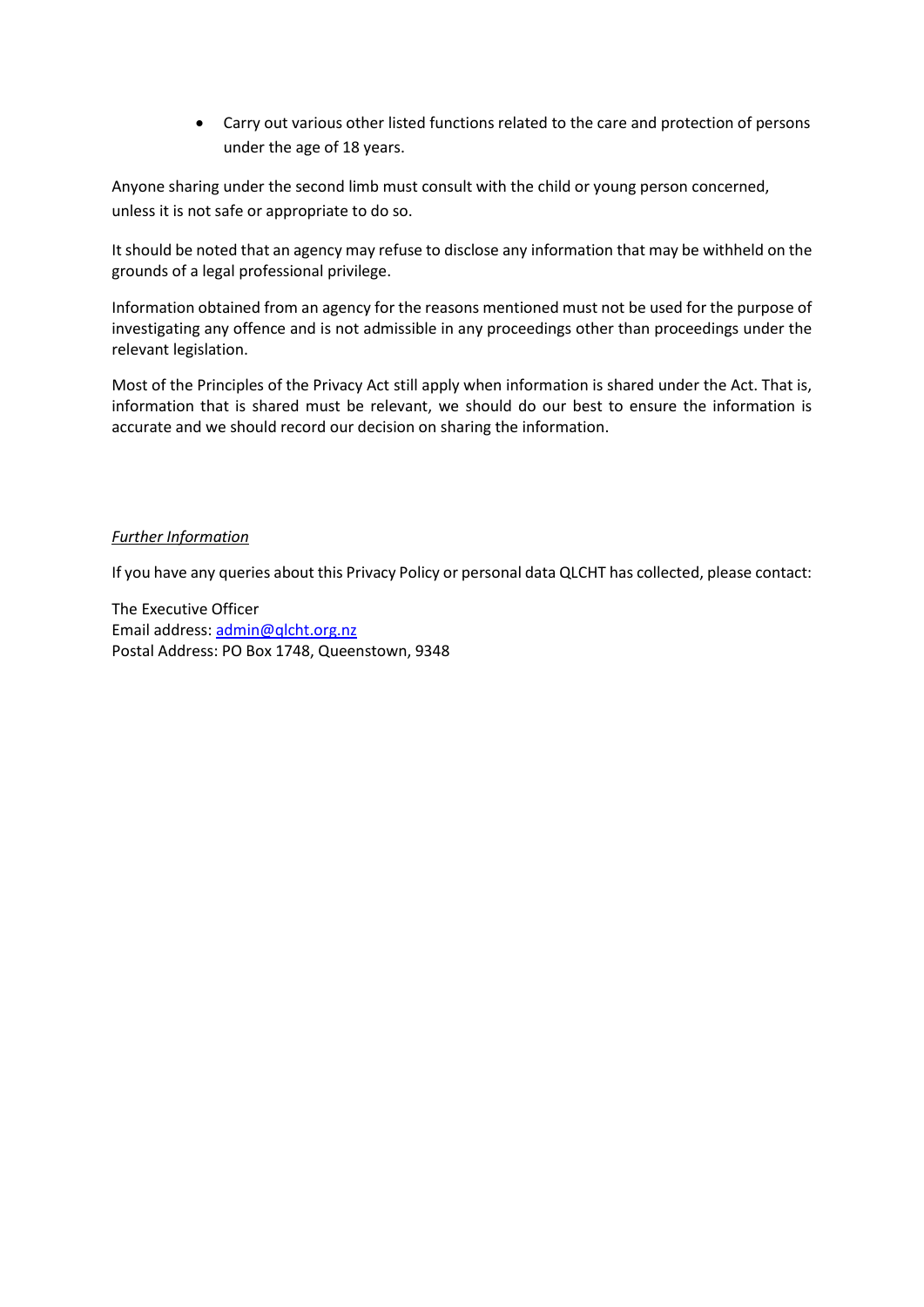- Carry out various other listed functions related to the care and protection of persons under the age of 18 years.

Anyone sharing under the second limb must consult with the child or young person concerned, unless it is not safe or appropriate to do so.

It should be noted that an agency may refuse to disclose any information that may be withheld on the grounds of a legal professional privilege.

Information obtained from an agency for the reasons mentioned must not be used for the purpose of investigating any offence and is not admissible in any proceedings other than proceedings under the relevant legislation.

Most of the Principles of the Privacy Act still apply when information is shared under the Act. That is, information that is shared must be relevant, we should do our best to ensure the information is accurate and we should record our decision on sharing the information.

*Further Information*

If you have any queries about this Privacy Policy or personal data QLCHT has collected, please contact:

The Executive Officer
Email address: admin@qlcht.org.nz
Postal Address: PO Box 1748, Queenstown, 9348